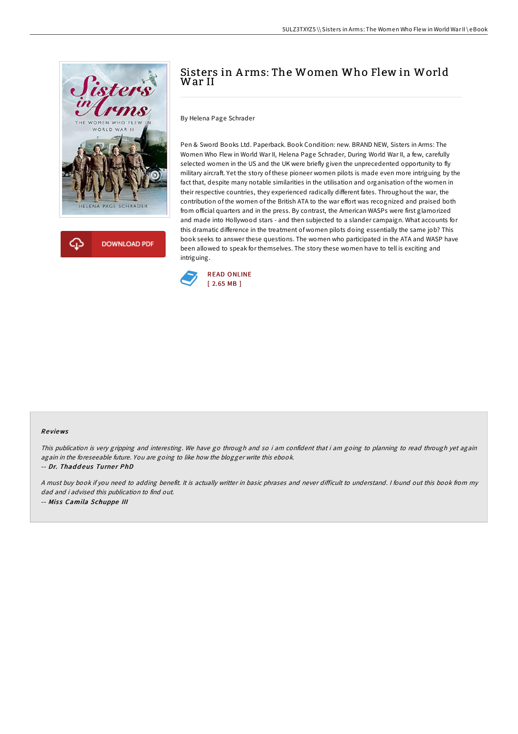# Sisters in Arms: The Women Who Flew in World War II

By Helena Page Schrader

Pen & Sword Books Ltd. Paperback. Book Condition: new. BRAND NEW, Sisters in Arms: The Women Who Flew in World War II, Helena Page Schrader, During World War II, a few, carefully selected women in the US and the UK were briefly given the unprecedented opportunity to fly military aircraft. Yet the story of these pioneer women pilots is made even more intriguing by the fact that, despite many notable similarities in the utilisation and organisation of the women in their respective countries, they experienced radically different fates. Throughout the war, the contribution of the women of the British ATA to the war effort was recognized and praised both from official quarters and in the press. By contrast, the American WASPs were first glamorized and made into Hollywood stars - and then subjected to a slander campaign. What accounts for this dramatic difference in the treatment of women pilots doing essentially the same job? This book seeks to answer these questions. The women who participated in the ATA and WASP have been allowed to speak for themselves. The story these women have to tell is exciting and intriguing.

READ ONLINE
[ 2.65 MB ]

### Reviews

*This publication is very gripping and interesting. We have go through and so i am confident that i am going to planning to read through yet again again in the foreseeable future. You are going to like how the blogger write this ebook.*

-- ***Dr. Thaddeus Turner PhD***

*A must buy book if you need to adding benefit. It is actually writter in basic phrases and never difficult to understand. I found out this book from my dad and i advised this publication to find out.*

-- ***Miss Camila Schuppe III***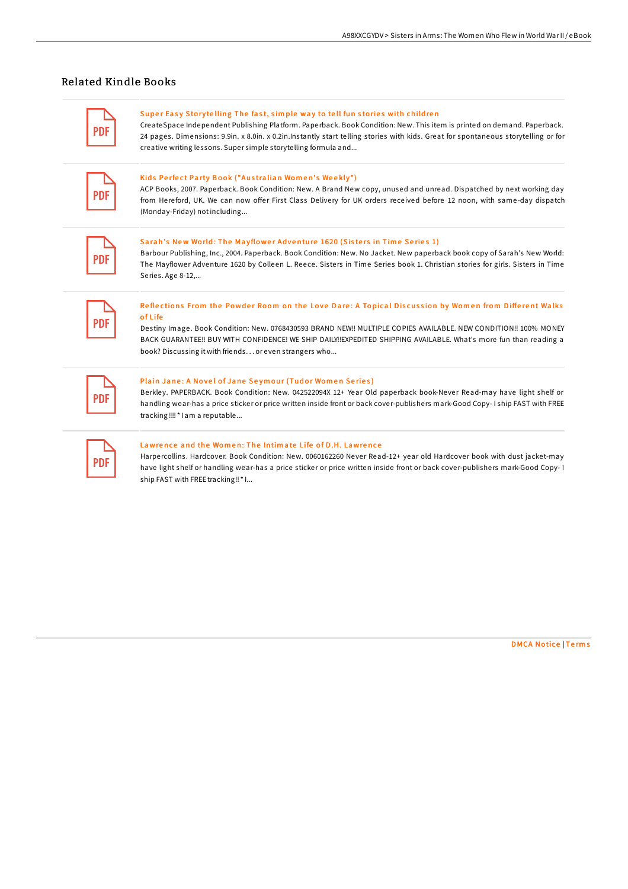## Related Kindle Books

### Super Easy Storytelling The fast, simple way to tell fun stories with children

CreateSpace Independent Publishing Platform. Paperback. Book Condition: New. This item is printed on demand. Paperback. 24 pages. Dimensions: 9.9in. x 8.0in. x 0.2in.Instantly start telling stories with kids. Great for spontaneous storytelling or for creative writing lessons. Super simple storytelling formula and...

### Kids Perfect Party Book ("Australian Women's Weekly")

ACP Books, 2007. Paperback. Book Condition: New. A Brand New copy, unused and unread. Dispatched by next working day from Hereford, UK. We can now offer First Class Delivery for UK orders received before 12 noon, with same-day dispatch (Monday-Friday) not including...

### Sarah's New World: The Mayflower Adventure 1620 (Sisters in Time Series 1)

Barbour Publishing, Inc., 2004. Paperback. Book Condition: New. No Jacket. New paperback book copy of Sarah's New World: The Mayflower Adventure 1620 by Colleen L. Reece. Sisters in Time Series book 1. Christian stories for girls. Sisters in Time Series. Age 8-12,...

### Reflections From the Powder Room on the Love Dare: A Topical Discussion by Women from Different Walks of Life

Destiny Image. Book Condition: New. 0768430593 BRAND NEW!! MULTIPLE COPIES AVAILABLE. NEW CONDITION!! 100% MONEY BACK GUARANTEE!! BUY WITH CONFIDENCE! WE SHIP DAILY!!EXPEDITED SHIPPING AVAILABLE. What's more fun than reading a book? Discussing it with friends. . . or even strangers who...

### Plain Jane: A Novel of Jane Seymour (Tudor Women Series)

Berkley. PAPERBACK. Book Condition: New. 042522094X 12+ Year Old paperback book-Never Read-may have light shelf or handling wear-has a price sticker or price written inside front or back cover-publishers mark-Good Copy- I ship FAST with FREE tracking!!!! * I am a reputable...

### Lawrence and the Women: The Intimate Life of D.H. Lawrence

Harpercollins. Hardcover. Book Condition: New. 0060162260 Never Read-12+ year old Hardcover book with dust jacket-may have light shelf or handling wear-has a price sticker or price written inside front or back cover-publishers mark-Good Copy- I ship FAST with FREE tracking!! * I...